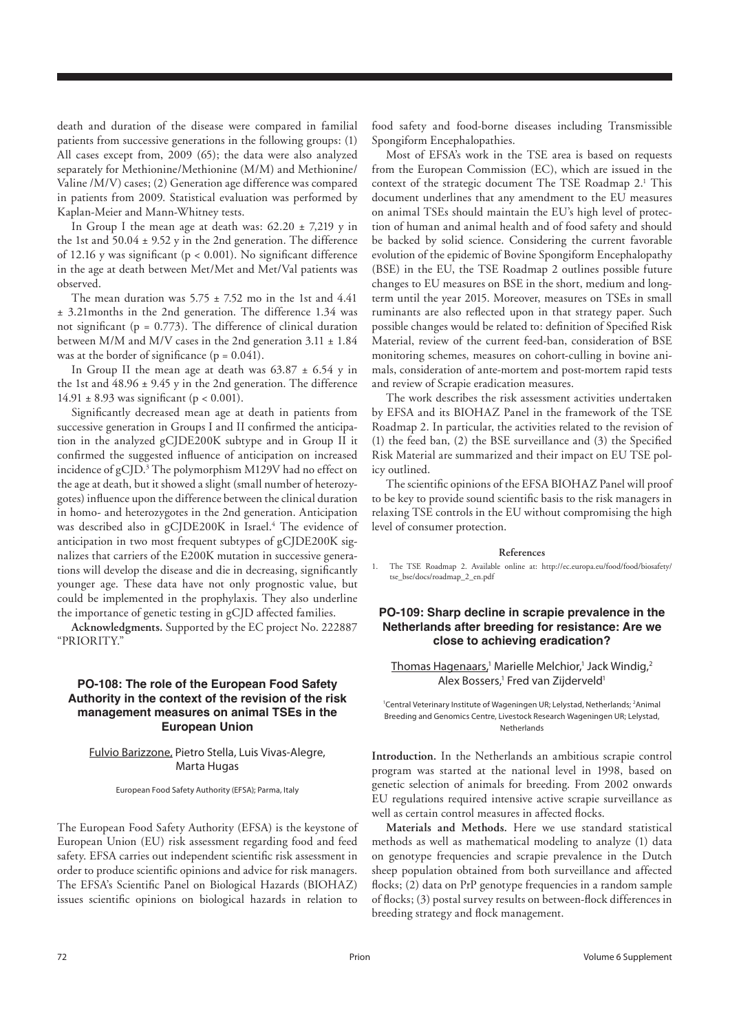death and duration of the disease were compared in familial patients from successive generations in the following groups: (1) All cases except from, 2009 (65); the data were also analyzed separately for Methionine/Methionine (M/M) and Methionine/Valine /M/V) cases; (2) Generation age difference was compared in patients from 2009. Statistical evaluation was performed by Kaplan-Meier and Mann-Whitney tests.

In Group I the mean age at death was: 62.20 ± 7,219 y in the 1st and 50.04 ± 9.52 y in the 2nd generation. The difference of 12.16 y was significant ($p < 0.001$). No significant difference in the age at death between Met/Met and Met/Val patients was observed.

The mean duration was 5.75 ± 7.52 mo in the 1st and 4.41 ± 3.21months in the 2nd generation. The difference 1.34 was not significant ($p = 0.773$). The difference of clinical duration between M/M and M/V cases in the 2nd generation 3.11 ± 1.84 was at the border of significance ($p = 0.041$).

In Group II the mean age at death was 63.87 ± 6.54 y in the 1st and 48.96 ± 9.45 y in the 2nd generation. The difference 14.91 ± 8.93 was significant ($p < 0.001$).

Significantly decreased mean age at death in patients from successive generation in Groups I and II confirmed the anticipation in the analyzed gCJDE200K subtype and in Group II it confirmed the suggested influence of anticipation on increased incidence of gCJD.[3] The polymorphism M129V had no effect on the age at death, but it showed a slight (small number of heterozygotes) influence upon the difference between the clinical duration in homo- and heterozygotes in the 2nd generation. Anticipation was described also in gCJDE200K in Israel.[4] The evidence of anticipation in two most frequent subtypes of gCJDE200K signalizes that carriers of the E200K mutation in successive generations will develop the disease and die in decreasing, significantly younger age. These data have not only prognostic value, but could be implemented in the prophylaxis. They also underline the importance of genetic testing in gCJD affected families.

**Acknowledgments.** Supported by the EC project No. 222887 "PRIORITY."

### PO-108: The role of the European Food Safety Authority in the context of the revision of the risk management measures on animal TSEs in the European Union

Fulvio Barizzone, Pietro Stella, Luis Vivas-Alegre, Marta Hugas

European Food Safety Authority (EFSA); Parma, Italy

The European Food Safety Authority (EFSA) is the keystone of European Union (EU) risk assessment regarding food and feed safety. EFSA carries out independent scientific risk assessment in order to produce scientific opinions and advice for risk managers. The EFSA's Scientific Panel on Biological Hazards (BIOHAZ) issues scientific opinions on biological hazards in relation to food safety and food-borne diseases including Transmissible Spongiform Encephalopathies.

Most of EFSA's work in the TSE area is based on requests from the European Commission (EC), which are issued in the context of the strategic document The TSE Roadmap 2.[1] This document underlines that any amendment to the EU measures on animal TSEs should maintain the EU's high level of protection of human and animal health and of food safety and should be backed by solid science. Considering the current favorable evolution of the epidemic of Bovine Spongiform Encephalopathy (BSE) in the EU, the TSE Roadmap 2 outlines possible future changes to EU measures on BSE in the short, medium and long-term until the year 2015. Moreover, measures on TSEs in small ruminants are also reflected upon in that strategy paper. Such possible changes would be related to: definition of Specified Risk Material, review of the current feed-ban, consideration of BSE monitoring schemes, measures on cohort-culling in bovine animals, consideration of ante-mortem and post-mortem rapid tests and review of Scrapie eradication measures.

The work describes the risk assessment activities undertaken by EFSA and its BIOHAZ Panel in the framework of the TSE Roadmap 2. In particular, the activities related to the revision of (1) the feed ban, (2) the BSE surveillance and (3) the Specified Risk Material are summarized and their impact on EU TSE policy outlined.

The scientific opinions of the EFSA BIOHAZ Panel will proof to be key to provide sound scientific basis to the risk managers in relaxing TSE controls in the EU without compromising the high level of consumer protection.

#### References

1. The TSE Roadmap 2. Available online at: http://ec.europa.eu/food/food/biosafety/tse_bse/docs/roadmap_2_en.pdf

### PO-109: Sharp decline in scrapie prevalence in the Netherlands after breeding for resistance: Are we close to achieving eradication?

Thomas Hagenaars,[1] Marielle Melchior,[1] Jack Windig,[2] Alex Bossers,[1] Fred van Zijderveld[1]

[1]Central Veterinary Institute of Wageningen UR; Lelystad, Netherlands; [2]Animal Breeding and Genomics Centre, Livestock Research Wageningen UR; Lelystad, Netherlands

**Introduction.** In the Netherlands an ambitious scrapie control program was started at the national level in 1998, based on genetic selection of animals for breeding. From 2002 onwards EU regulations required intensive active scrapie surveillance as well as certain control measures in affected flocks.

**Materials and Methods.** Here we use standard statistical methods as well as mathematical modeling to analyze (1) data on genotype frequencies and scrapie prevalence in the Dutch sheep population obtained from both surveillance and affected flocks; (2) data on PrP genotype frequencies in a random sample of flocks; (3) postal survey results on between-flock differences in breeding strategy and flock management.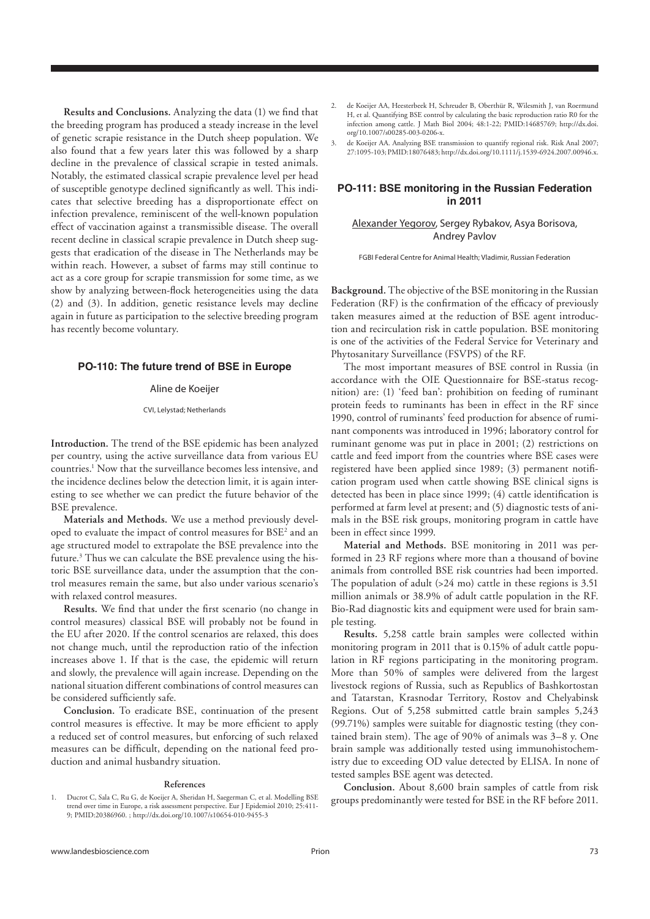**Results and Conclusions.** Analyzing the data (1) we find that the breeding program has produced a steady increase in the level of genetic scrapie resistance in the Dutch sheep population. We also found that a few years later this was followed by a sharp decline in the prevalence of classical scrapie in tested animals. Notably, the estimated classical scrapie prevalence level per head of susceptible genotype declined significantly as well. This indicates that selective breeding has a disproportionate effect on infection prevalence, reminiscent of the well-known population effect of vaccination against a transmissible disease. The overall recent decline in classical scrapie prevalence in Dutch sheep suggests that eradication of the disease in The Netherlands may be within reach. However, a subset of farms may still continue to act as a core group for scrapie transmission for some time, as we show by analyzing between-flock heterogeneities using the data (2) and (3). In addition, genetic resistance levels may decline again in future as participation to the selective breeding program has recently become voluntary.

## PO-110: The future trend of BSE in Europe

Aline de Koeijer

CVI, Lelystad; Netherlands

**Introduction.** The trend of the BSE epidemic has been analyzed per country, using the active surveillance data from various EU countries.[1] Now that the surveillance becomes less intensive, and the incidence declines below the detection limit, it is again interesting to see whether we can predict the future behavior of the BSE prevalence.

**Materials and Methods.** We use a method previously developed to evaluate the impact of control measures for BSE[2] and an age structured model to extrapolate the BSE prevalence into the future.[3] Thus we can calculate the BSE prevalence using the historic BSE surveillance data, under the assumption that the control measures remain the same, but also under various scenario's with relaxed control measures.

**Results.** We find that under the first scenario (no change in control measures) classical BSE will probably not be found in the EU after 2020. If the control scenarios are relaxed, this does not change much, until the reproduction ratio of the infection increases above 1. If that is the case, the epidemic will return and slowly, the prevalence will again increase. Depending on the national situation different combinations of control measures can be considered sufficiently safe.

**Conclusion.** To eradicate BSE, continuation of the present control measures is effective. It may be more efficient to apply a reduced set of control measures, but enforcing of such relaxed measures can be difficult, depending on the national feed production and animal husbandry situation.

### References

1. Ducrot C, Sala C, Ru G, de Koeijer A, Sheridan H, Saegerman C, et al. Modelling BSE trend over time in Europe, a risk assessment perspective. Eur J Epidemiol 2010; 25:411-9; PMID:20386960. ; http://dx.doi.org/10.1007/s10654-010-9455-3
2. de Koeijer AA, Heesterbeek H, Schreuder B, Oberthür R, Wilesmith J, van Roermund H, et al. Quantifying BSE control by calculating the basic reproduction ratio R0 for the infection among cattle. J Math Biol 2004; 48:1-22; PMID:14685769; http://dx.doi.org/10.1007/s00285-003-0206-x.
3. de Koeijer AA. Analyzing BSE transmission to quantify regional risk. Risk Anal 2007; 27:1095-103; PMID:18076483; http://dx.doi.org/10.1111/j.1539-6924.2007.00946.x.

## PO-111: BSE monitoring in the Russian Federation in 2011

Alexander Yegorov, Sergey Rybakov, Asya Borisova, Andrey Pavlov

FGBI Federal Centre for Animal Health; Vladimir, Russian Federation

**Background.** The objective of the BSE monitoring in the Russian Federation (RF) is the confirmation of the efficacy of previously taken measures aimed at the reduction of BSE agent introduction and recirculation risk in cattle population. BSE monitoring is one of the activities of the Federal Service for Veterinary and Phytosanitary Surveillance (FSVPS) of the RF.

The most important measures of BSE control in Russia (in accordance with the OIE Questionnaire for BSE-status recognition) are: (1) 'feed ban': prohibition on feeding of ruminant protein feeds to ruminants has been in effect in the RF since 1990, control of ruminants' feed production for absence of ruminant components was introduced in 1996; laboratory control for ruminant genome was put in place in 2001; (2) restrictions on cattle and feed import from the countries where BSE cases were registered have been applied since 1989; (3) permanent notification program used when cattle showing BSE clinical signs is detected has been in place since 1999; (4) cattle identification is performed at farm level at present; and (5) diagnostic tests of animals in the BSE risk groups, monitoring program in cattle have been in effect since 1999.

**Material and Methods.** BSE monitoring in 2011 was performed in 23 RF regions where more than a thousand of bovine animals from controlled BSE risk countries had been imported. The population of adult (>24 mo) cattle in these regions is 3.51 million animals or 38.9% of adult cattle population in the RF. Bio-Rad diagnostic kits and equipment were used for brain sample testing.

**Results.** 5,258 cattle brain samples were collected within monitoring program in 2011 that is 0.15% of adult cattle population in RF regions participating in the monitoring program. More than 50% of samples were delivered from the largest livestock regions of Russia, such as Republics of Bashkortostan and Tatarstan, Krasnodar Territory, Rostov and Chelyabinsk Regions. Out of 5,258 submitted cattle brain samples 5,243 (99.71%) samples were suitable for diagnostic testing (they contained brain stem). The age of 90% of animals was 3–8 y. One brain sample was additionally tested using immunohistochemistry due to exceeding OD value detected by ELISA. In none of tested samples BSE agent was detected.

**Conclusion.** About 8,600 brain samples of cattle from risk groups predominantly were tested for BSE in the RF before 2011.